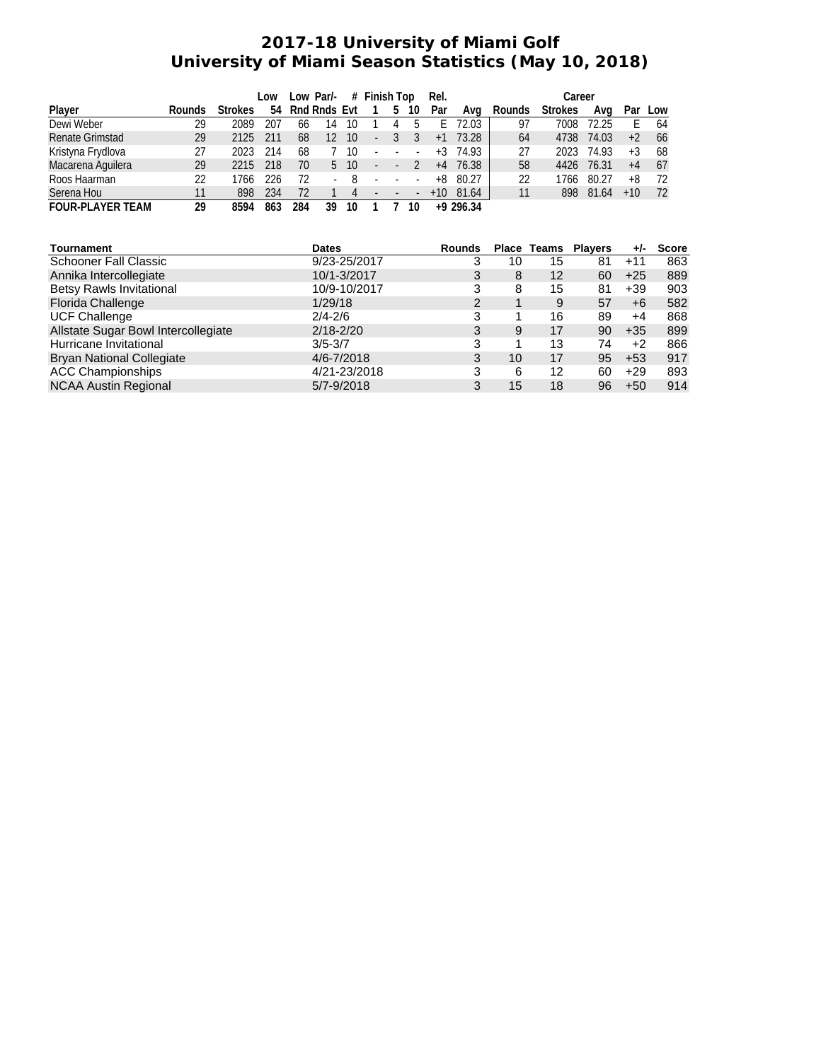# 2017-18 University of Miami Golf
## University of Miami Season Statistics (May 10, 2018)

| Player | Rounds | Strokes | Low 54 | Low Rnd | Par/- Rnds | # Evt | Finish 1 | Top 5 | Top 10 | Rel. Par | Avg | Career Rounds | Career Strokes | Career Avg | Career Par | Career Low |
|---|---|---|---|---|---|---|---|---|---|---|---|---|---|---|---|---|
| Dewi Weber | 29 | 2089 | 207 | 66 | 14 | 10 | 1 | 4 | 5 | E | 72.03 | 97 | 7008 | 72.25 | E | 64 |
| Renate Grimstad | 29 | 2125 | 211 | 68 | 12 | 10 | - | 3 | 3 | +1 | 73.28 | 64 | 4738 | 74.03 | +2 | 66 |
| Kristyna Frydlova | 27 | 2023 | 214 | 68 | 7 | 10 | - | - | - | +3 | 74.93 | 27 | 2023 | 74.93 | +3 | 68 |
| Macarena Aguilera | 29 | 2215 | 218 | 70 | 5 | 10 | - | - | 2 | +4 | 76.38 | 58 | 4426 | 76.31 | +4 | 67 |
| Roos Haarman | 22 | 1766 | 226 | 72 | - | 8 | - | - | - | +8 | 80.27 | 22 | 1766 | 80.27 | +8 | 72 |
| Serena Hou | 11 | 898 | 234 | 72 | 1 | 4 | - | - | - | +10 | 81.64 | 11 | 898 | 81.64 | +10 | 72 |
| **FOUR-PLAYER TEAM** | **29** | **8594** | **863** | **284** | **39** | **10** | **1** | **7** | **10** | **+9** | **296.34** | | | | | |

| Tournament | Dates | Rounds | Place | Teams | Players | +/- | Score |
|---|---|---|---|---|---|---|---|
| Schooner Fall Classic | 9/23-25/2017 | 3 | 10 | 15 | 81 | +11 | 863 |
| Annika Intercollegiate | 10/1-3/2017 | 3 | 8 | 12 | 60 | +25 | 889 |
| Betsy Rawls Invitational | 10/9-10/2017 | 3 | 8 | 15 | 81 | +39 | 903 |
| Florida Challenge | 1/29/18 | 2 | 1 | 9 | 57 | +6 | 582 |
| UCF Challenge | 2/4-2/6 | 3 | 1 | 16 | 89 | +4 | 868 |
| Allstate Sugar Bowl Intercollegiate | 2/18-2/20 | 3 | 9 | 17 | 90 | +35 | 899 |
| Hurricane Invitational | 3/5-3/7 | 3 | 1 | 13 | 74 | +2 | 866 |
| Bryan National Collegiate | 4/6-7/2018 | 3 | 10 | 17 | 95 | +53 | 917 |
| ACC Championships | 4/21-23/2018 | 3 | 6 | 12 | 60 | +29 | 893 |
| NCAA Austin Regional | 5/7-9/2018 | 3 | 15 | 18 | 96 | +50 | 914 |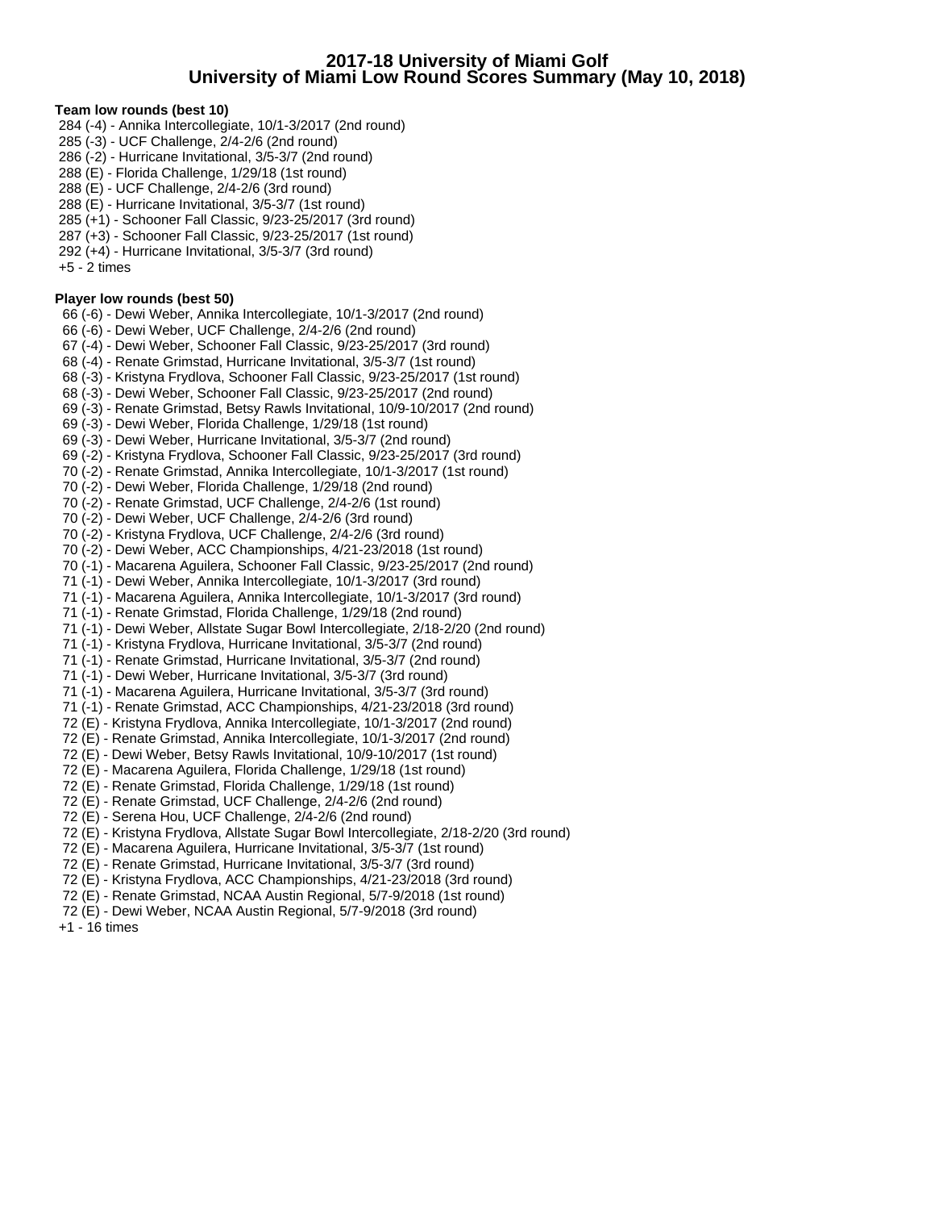# 2017-18 University of Miami Golf
# University of Miami Low Round Scores Summary (May 10, 2018)

**Team low rounds (best 10)**

284 (-4) - Annika Intercollegiate, 10/1-3/2017 (2nd round)
285 (-3) - UCF Challenge, 2/4-2/6 (2nd round)
286 (-2) - Hurricane Invitational, 3/5-3/7 (2nd round)
288 (E) - Florida Challenge, 1/29/18 (1st round)
288 (E) - UCF Challenge, 2/4-2/6 (3rd round)
288 (E) - Hurricane Invitational, 3/5-3/7 (1st round)
285 (+1) - Schooner Fall Classic, 9/23-25/2017 (3rd round)
287 (+3) - Schooner Fall Classic, 9/23-25/2017 (1st round)
292 (+4) - Hurricane Invitational, 3/5-3/7 (3rd round)
+5 - 2 times

**Player low rounds (best 50)**

66 (-6) - Dewi Weber, Annika Intercollegiate, 10/1-3/2017 (2nd round)
66 (-6) - Dewi Weber, UCF Challenge, 2/4-2/6 (2nd round)
67 (-4) - Dewi Weber, Schooner Fall Classic, 9/23-25/2017 (3rd round)
68 (-4) - Renate Grimstad, Hurricane Invitational, 3/5-3/7 (1st round)
68 (-3) - Kristyna Frydlova, Schooner Fall Classic, 9/23-25/2017 (1st round)
68 (-3) - Dewi Weber, Schooner Fall Classic, 9/23-25/2017 (2nd round)
69 (-3) - Renate Grimstad, Betsy Rawls Invitational, 10/9-10/2017 (2nd round)
69 (-3) - Dewi Weber, Florida Challenge, 1/29/18 (1st round)
69 (-3) - Dewi Weber, Hurricane Invitational, 3/5-3/7 (2nd round)
69 (-2) - Kristyna Frydlova, Schooner Fall Classic, 9/23-25/2017 (3rd round)
70 (-2) - Renate Grimstad, Annika Intercollegiate, 10/1-3/2017 (1st round)
70 (-2) - Dewi Weber, Florida Challenge, 1/29/18 (2nd round)
70 (-2) - Renate Grimstad, UCF Challenge, 2/4-2/6 (1st round)
70 (-2) - Dewi Weber, UCF Challenge, 2/4-2/6 (3rd round)
70 (-2) - Kristyna Frydlova, UCF Challenge, 2/4-2/6 (3rd round)
70 (-2) - Dewi Weber, ACC Championships, 4/21-23/2018 (1st round)
70 (-1) - Macarena Aguilera, Schooner Fall Classic, 9/23-25/2017 (2nd round)
71 (-1) - Dewi Weber, Annika Intercollegiate, 10/1-3/2017 (3rd round)
71 (-1) - Macarena Aguilera, Annika Intercollegiate, 10/1-3/2017 (3rd round)
71 (-1) - Renate Grimstad, Florida Challenge, 1/29/18 (2nd round)
71 (-1) - Dewi Weber, Allstate Sugar Bowl Intercollegiate, 2/18-2/20 (2nd round)
71 (-1) - Kristyna Frydlova, Hurricane Invitational, 3/5-3/7 (2nd round)
71 (-1) - Renate Grimstad, Hurricane Invitational, 3/5-3/7 (2nd round)
71 (-1) - Dewi Weber, Hurricane Invitational, 3/5-3/7 (3rd round)
71 (-1) - Macarena Aguilera, Hurricane Invitational, 3/5-3/7 (3rd round)
71 (-1) - Renate Grimstad, ACC Championships, 4/21-23/2018 (3rd round)
72 (E) - Kristyna Frydlova, Annika Intercollegiate, 10/1-3/2017 (2nd round)
72 (E) - Renate Grimstad, Annika Intercollegiate, 10/1-3/2017 (2nd round)
72 (E) - Dewi Weber, Betsy Rawls Invitational, 10/9-10/2017 (1st round)
72 (E) - Macarena Aguilera, Florida Challenge, 1/29/18 (1st round)
72 (E) - Renate Grimstad, Florida Challenge, 1/29/18 (1st round)
72 (E) - Renate Grimstad, UCF Challenge, 2/4-2/6 (2nd round)
72 (E) - Serena Hou, UCF Challenge, 2/4-2/6 (2nd round)
72 (E) - Kristyna Frydlova, Allstate Sugar Bowl Intercollegiate, 2/18-2/20 (3rd round)
72 (E) - Macarena Aguilera, Hurricane Invitational, 3/5-3/7 (1st round)
72 (E) - Renate Grimstad, Hurricane Invitational, 3/5-3/7 (3rd round)
72 (E) - Kristyna Frydlova, ACC Championships, 4/21-23/2018 (3rd round)
72 (E) - Renate Grimstad, NCAA Austin Regional, 5/7-9/2018 (1st round)
72 (E) - Dewi Weber, NCAA Austin Regional, 5/7-9/2018 (3rd round)
+1 - 16 times